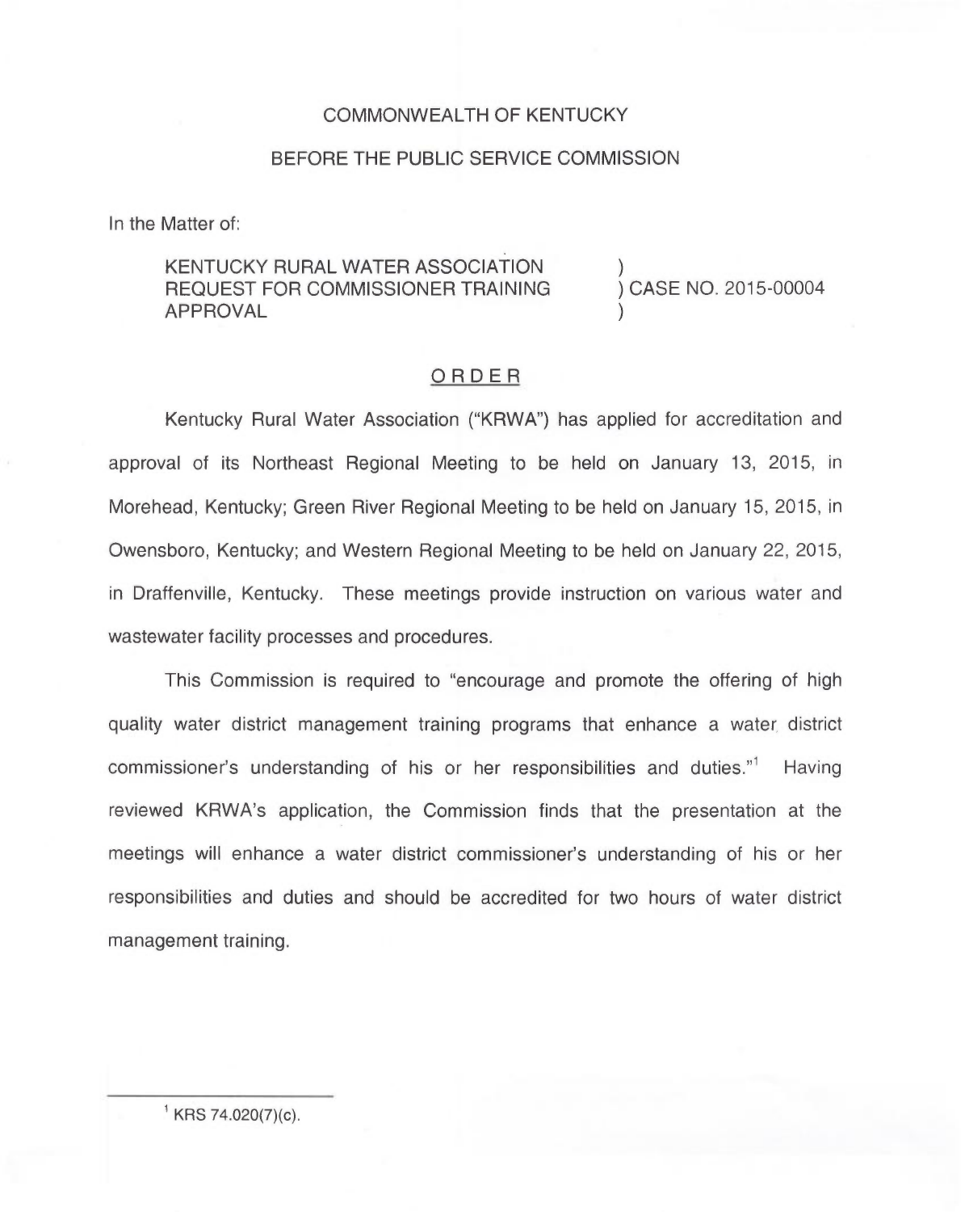COMMONWEALTH OF KENTUCKY

BEFORE THE PUBLIC SERVICE COMMISSION

In the Matter of:

KENTUCKY RURAL WATER ASSOCIATION REQUEST FOR COMMISSIONER TRAINING APPROVAL ) CASE NO. 2015-00004

## ORDER

Kentucky Rural Water Association ("KRWA") has applied for accreditation and approval of its Northeast Regional Meeting to be held on January 13, 2015, in Morehead, Kentucky; Green River Regional Meeting to be held on January 15, 2015, in Owensboro, Kentucky; and Western Regional Meeting to be held on January 22, 2015, in Draffenville, Kentucky. These meetings provide instruction on various water and wastewater facility processes and procedures.

This Commission is required to "encourage and promote the offering of high quality water district management training programs that enhance a water district commissioner's understanding of his or her responsibilities and duties."[1] Having reviewed KRWA's application, the Commission finds that the presentation at the meetings will enhance a water district commissioner's understanding of his or her responsibilities and duties and should be accredited for two hours of water district management training.

---

[1] KRS 74.020(7)(c).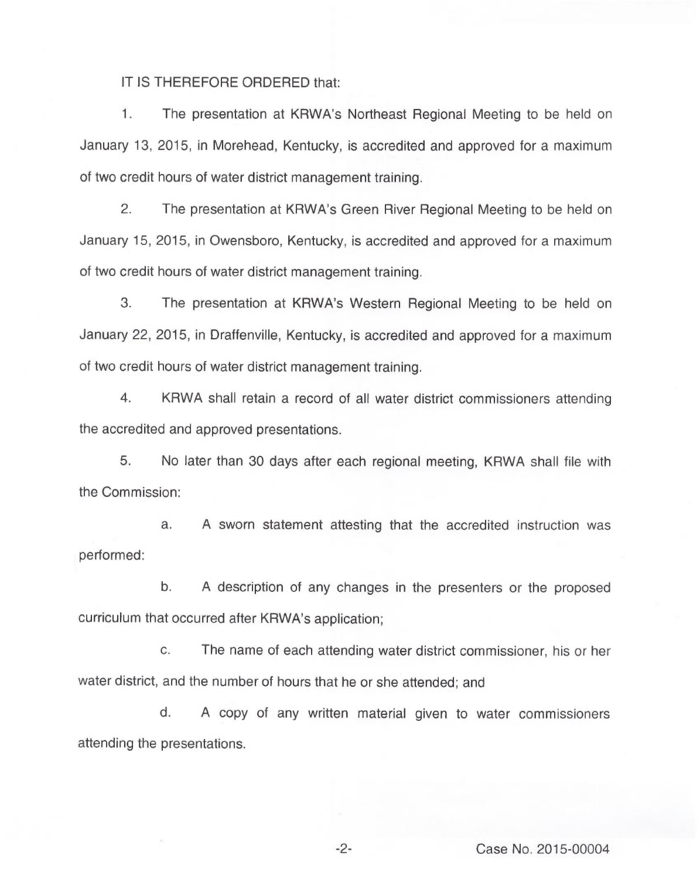IT IS THEREFORE ORDERED that:

1. The presentation at KRWA's Northeast Regional Meeting to be held on January 13, 2015, in Morehead, Kentucky, is accredited and approved for a maximum of two credit hours of water district management training.

2. The presentation at KRWA's Green River Regional Meeting to be held on January 15, 2015, in Owensboro, Kentucky, is accredited and approved for a maximum of two credit hours of water district management training.

3. The presentation at KRWA's Western Regional Meeting to be held on January 22, 2015, in Draffenville, Kentucky, is accredited and approved for a maximum of two credit hours of water district management training.

4. KRWA shall retain a record of all water district commissioners attending the accredited and approved presentations.

5. No later than 30 days after each regional meeting, KRWA shall file with the Commission:

   a. A sworn statement attesting that the accredited instruction was performed:

   b. A description of any changes in the presenters or the proposed curriculum that occurred after KRWA's application;

   c. The name of each attending water district commissioner, his or her water district, and the number of hours that he or she attended; and

   d. A copy of any written material given to water commissioners attending the presentations.

Case No. 2015-00004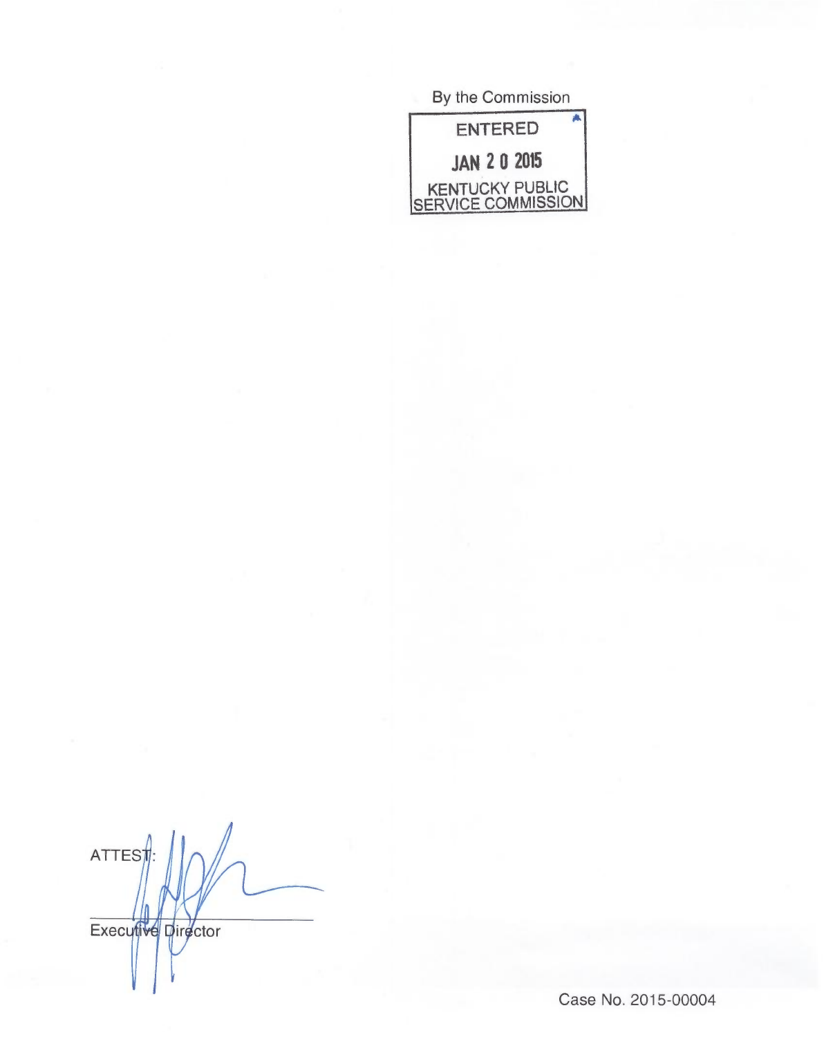By the Commission

ENTERED

JAN 2 0 2015

KENTUCKY PUBLIC SERVICE COMMISSION

ATTEST:

Executive Director

Case No. 2015-00004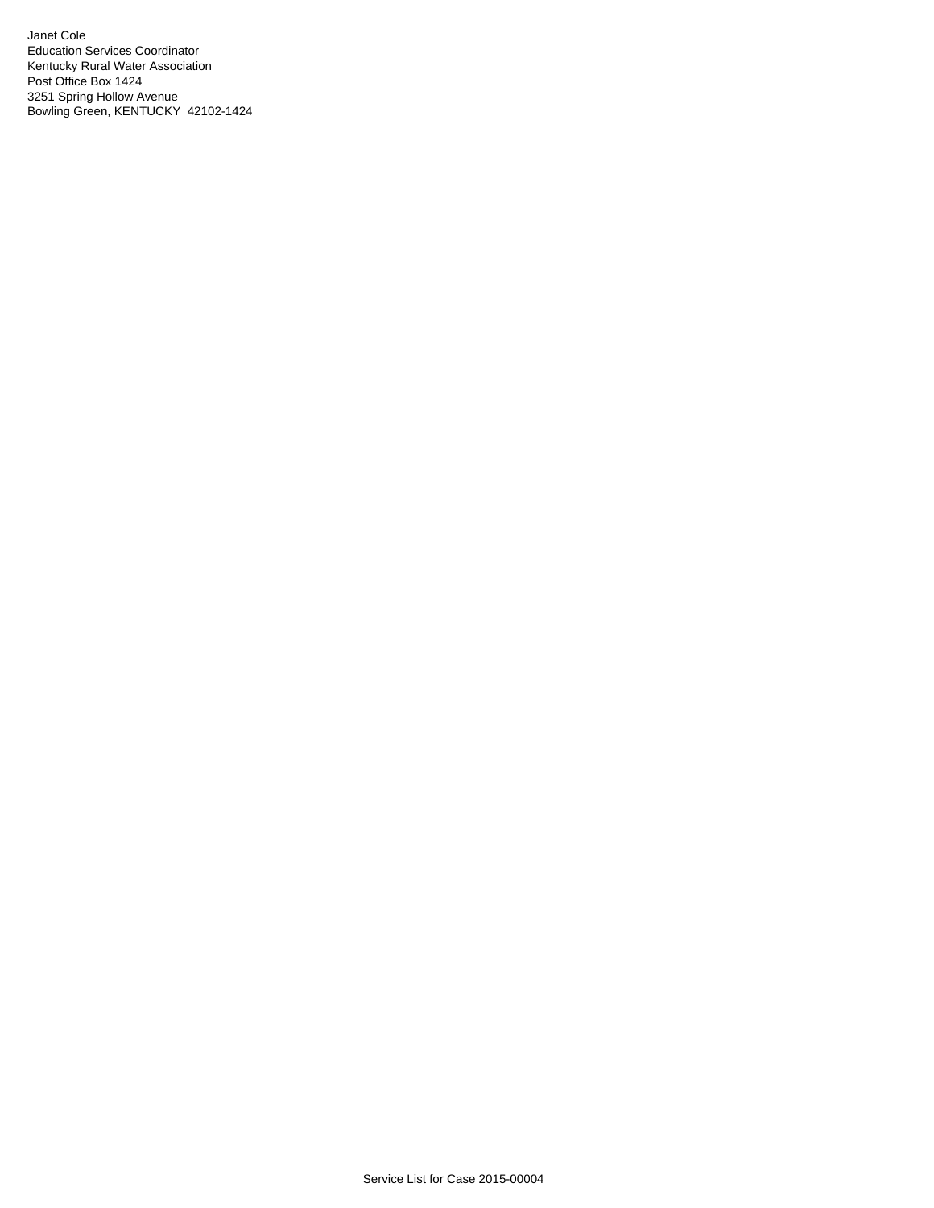Janet Cole
Education Services Coordinator
Kentucky Rural Water Association
Post Office Box 1424
3251 Spring Hollow Avenue
Bowling Green, KENTUCKY  42102-1424